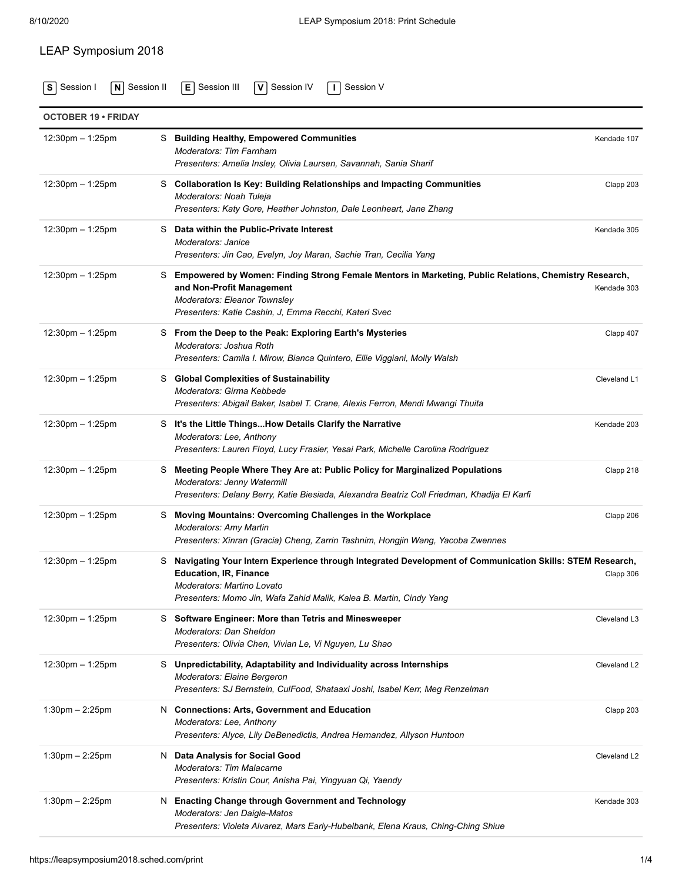# LEAP Symposium 2018

S Session I   N Session II   E Session III   V Session IV   I Session V

## OCTOBER 19 • FRIDAY

| Time | Session | Event | Location |
|---|---|---|---|
| 12:30pm – 1:25pm | S | **Building Healthy, Empowered Communities**<br>*Moderators: Tim Farnham*<br>*Presenters: Amelia Insley, Olivia Laursen, Savannah, Sania Sharif* | Kendade 107 |
| 12:30pm – 1:25pm | S | **Collaboration Is Key: Building Relationships and Impacting Communities**<br>*Moderators: Noah Tuleja*<br>*Presenters: Katy Gore, Heather Johnston, Dale Leonheart, Jane Zhang* | Clapp 203 |
| 12:30pm – 1:25pm | S | **Data within the Public-Private Interest**<br>*Moderators: Janice*<br>*Presenters: Jin Cao, Evelyn, Joy Maran, Sachie Tran, Cecilia Yang* | Kendade 305 |
| 12:30pm – 1:25pm | S | **Empowered by Women: Finding Strong Female Mentors in Marketing, Public Relations, Chemistry Research, and Non-Profit Management**<br>*Moderators: Eleanor Townsley*<br>*Presenters: Katie Cashin, J, Emma Recchi, Kateri Svec* | Kendade 303 |
| 12:30pm – 1:25pm | S | **From the Deep to the Peak: Exploring Earth's Mysteries**<br>*Moderators: Joshua Roth*<br>*Presenters: Camila I. Mirow, Bianca Quintero, Ellie Viggiani, Molly Walsh* | Clapp 407 |
| 12:30pm – 1:25pm | S | **Global Complexities of Sustainability**<br>*Moderators: Girma Kebbede*<br>*Presenters: Abigail Baker, Isabel T. Crane, Alexis Ferron, Mendi Mwangi Thuita* | Cleveland L1 |
| 12:30pm – 1:25pm | S | **It's the Little Things...How Details Clarify the Narrative**<br>*Moderators: Lee, Anthony*<br>*Presenters: Lauren Floyd, Lucy Frasier, Yesai Park, Michelle Carolina Rodriguez* | Kendade 203 |
| 12:30pm – 1:25pm | S | **Meeting People Where They Are at: Public Policy for Marginalized Populations**<br>*Moderators: Jenny Watermill*<br>*Presenters: Delany Berry, Katie Biesiada, Alexandra Beatriz Coll Friedman, Khadija El Karfi* | Clapp 218 |
| 12:30pm – 1:25pm | S | **Moving Mountains: Overcoming Challenges in the Workplace**<br>*Moderators: Amy Martin*<br>*Presenters: Xinran (Gracia) Cheng, Zarrin Tashnim, Hongjin Wang, Yacoba Zwennes* | Clapp 206 |
| 12:30pm – 1:25pm | S | **Navigating Your Intern Experience through Integrated Development of Communication Skills: STEM Research, Education, IR, Finance**<br>*Moderators: Martino Lovato*<br>*Presenters: Momo Jin, Wafa Zahid Malik, Kalea B. Martin, Cindy Yang* | Clapp 306 |
| 12:30pm – 1:25pm | S | **Software Engineer: More than Tetris and Minesweeper**<br>*Moderators: Dan Sheldon*<br>*Presenters: Olivia Chen, Vivian Le, Vi Nguyen, Lu Shao* | Cleveland L3 |
| 12:30pm – 1:25pm | S | **Unpredictability, Adaptability and Individuality across Internships**<br>*Moderators: Elaine Bergeron*<br>*Presenters: SJ Bernstein, CulFood, Shataaxi Joshi, Isabel Kerr, Meg Renzelman* | Cleveland L2 |
| 1:30pm – 2:25pm | N | **Connections: Arts, Government and Education**<br>*Moderators: Lee, Anthony*<br>*Presenters: Alyce, Lily DeBenedictis, Andrea Hernandez, Allyson Huntoon* | Clapp 203 |
| 1:30pm – 2:25pm | N | **Data Analysis for Social Good**<br>*Moderators: Tim Malacarne*<br>*Presenters: Kristin Cour, Anisha Pai, Yingyuan Qi, Yaendy* | Cleveland L2 |
| 1:30pm – 2:25pm | N | **Enacting Change through Government and Technology**<br>*Moderators: Jen Daigle-Matos*<br>*Presenters: Violeta Alvarez, Mars Early-Hubelbank, Elena Kraus, Ching-Ching Shiue* | Kendade 303 |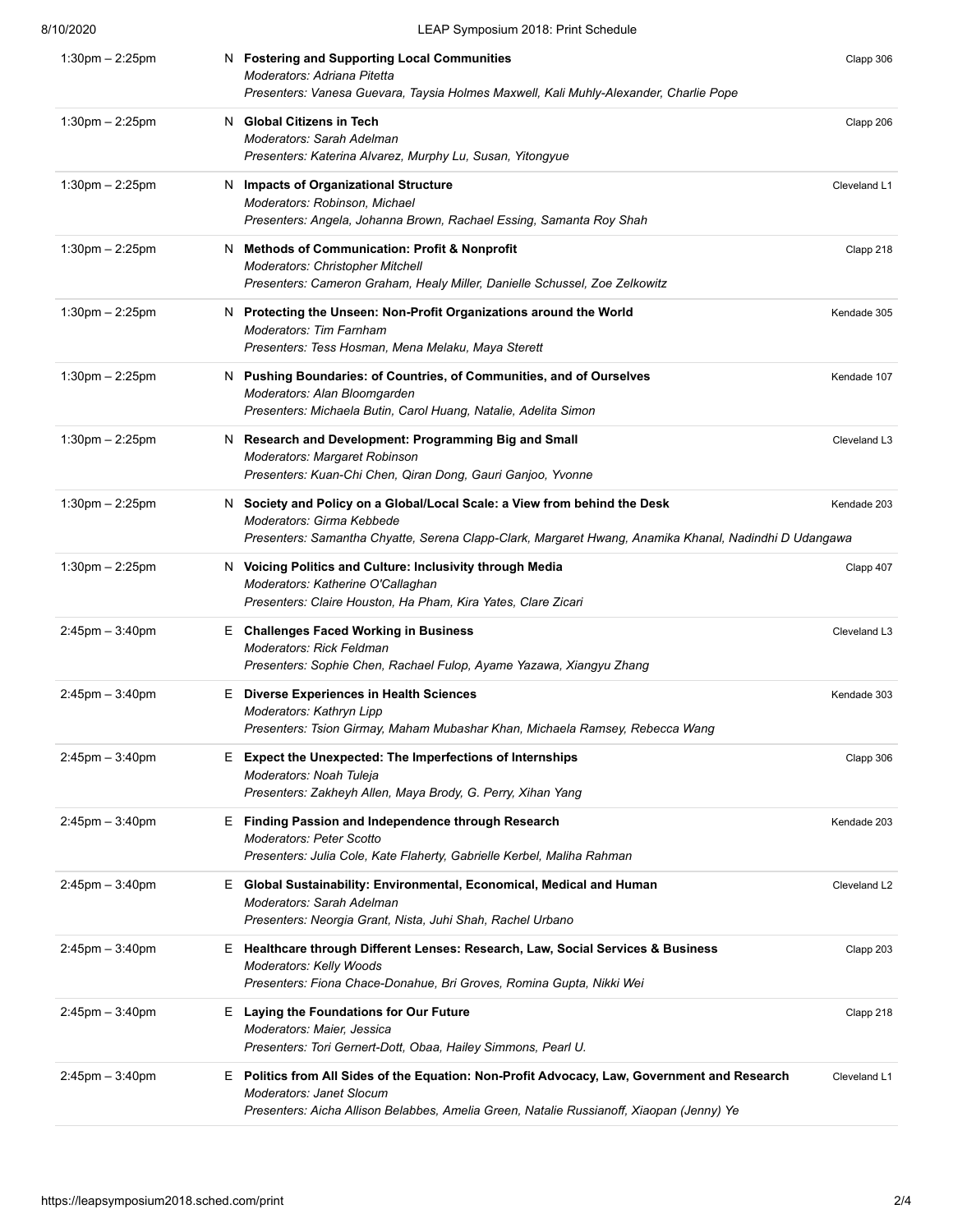| Time | | Session | Location |
| --- | --- | --- | --- |
| 1:30pm – 2:25pm | N | **Fostering and Supporting Local Communities**<br>*Moderators: Adriana Pitetta*<br>*Presenters: Vanesa Guevara, Taysia Holmes Maxwell, Kali Muhly-Alexander, Charlie Pope* | Clapp 306 |
| 1:30pm – 2:25pm | N | **Global Citizens in Tech**<br>*Moderators: Sarah Adelman*<br>*Presenters: Katerina Alvarez, Murphy Lu, Susan, Yitongyue* | Clapp 206 |
| 1:30pm – 2:25pm | N | **Impacts of Organizational Structure**<br>*Moderators: Robinson, Michael*<br>*Presenters: Angela, Johanna Brown, Rachael Essing, Samanta Roy Shah* | Cleveland L1 |
| 1:30pm – 2:25pm | N | **Methods of Communication: Profit & Nonprofit**<br>*Moderators: Christopher Mitchell*<br>*Presenters: Cameron Graham, Healy Miller, Danielle Schussel, Zoe Zelkowitz* | Clapp 218 |
| 1:30pm – 2:25pm | N | **Protecting the Unseen: Non-Profit Organizations around the World**<br>*Moderators: Tim Farnham*<br>*Presenters: Tess Hosman, Mena Melaku, Maya Sterett* | Kendade 305 |
| 1:30pm – 2:25pm | N | **Pushing Boundaries: of Countries, of Communities, and of Ourselves**<br>*Moderators: Alan Bloomgarden*<br>*Presenters: Michaela Butin, Carol Huang, Natalie, Adelita Simon* | Kendade 107 |
| 1:30pm – 2:25pm | N | **Research and Development: Programming Big and Small**<br>*Moderators: Margaret Robinson*<br>*Presenters: Kuan-Chi Chen, Qiran Dong, Gauri Ganjoo, Yvonne* | Cleveland L3 |
| 1:30pm – 2:25pm | N | **Society and Policy on a Global/Local Scale: a View from behind the Desk**<br>*Moderators: Girma Kebbede*<br>*Presenters: Samantha Chyatte, Serena Clapp-Clark, Margaret Hwang, Anamika Khanal, Nadindhi D Udangawa* | Kendade 203 |
| 1:30pm – 2:25pm | N | **Voicing Politics and Culture: Inclusivity through Media**<br>*Moderators: Katherine O'Callaghan*<br>*Presenters: Claire Houston, Ha Pham, Kira Yates, Clare Zicari* | Clapp 407 |
| 2:45pm – 3:40pm | E | **Challenges Faced Working in Business**<br>*Moderators: Rick Feldman*<br>*Presenters: Sophie Chen, Rachael Fulop, Ayame Yazawa, Xiangyu Zhang* | Cleveland L3 |
| 2:45pm – 3:40pm | E | **Diverse Experiences in Health Sciences**<br>*Moderators: Kathryn Lipp*<br>*Presenters: Tsion Girmay, Maham Mubashar Khan, Michaela Ramsey, Rebecca Wang* | Kendade 303 |
| 2:45pm – 3:40pm | E | **Expect the Unexpected: The Imperfections of Internships**<br>*Moderators: Noah Tuleja*<br>*Presenters: Zakheyh Allen, Maya Brody, G. Perry, Xihan Yang* | Clapp 306 |
| 2:45pm – 3:40pm | E | **Finding Passion and Independence through Research**<br>*Moderators: Peter Scotto*<br>*Presenters: Julia Cole, Kate Flaherty, Gabrielle Kerbel, Maliha Rahman* | Kendade 203 |
| 2:45pm – 3:40pm | E | **Global Sustainability: Environmental, Economical, Medical and Human**<br>*Moderators: Sarah Adelman*<br>*Presenters: Neorgia Grant, Nista, Juhi Shah, Rachel Urbano* | Cleveland L2 |
| 2:45pm – 3:40pm | E | **Healthcare through Different Lenses: Research, Law, Social Services & Business**<br>*Moderators: Kelly Woods*<br>*Presenters: Fiona Chace-Donahue, Bri Groves, Romina Gupta, Nikki Wei* | Clapp 203 |
| 2:45pm – 3:40pm | E | **Laying the Foundations for Our Future**<br>*Moderators: Maier, Jessica*<br>*Presenters: Tori Gernert-Dott, Obaa, Hailey Simmons, Pearl U.* | Clapp 218 |
| 2:45pm – 3:40pm | E | **Politics from All Sides of the Equation: Non-Profit Advocacy, Law, Government and Research**<br>*Moderators: Janet Slocum*<br>*Presenters: Aicha Allison Belabbes, Amelia Green, Natalie Russianoff, Xiaopan (Jenny) Ye* | Cleveland L1 |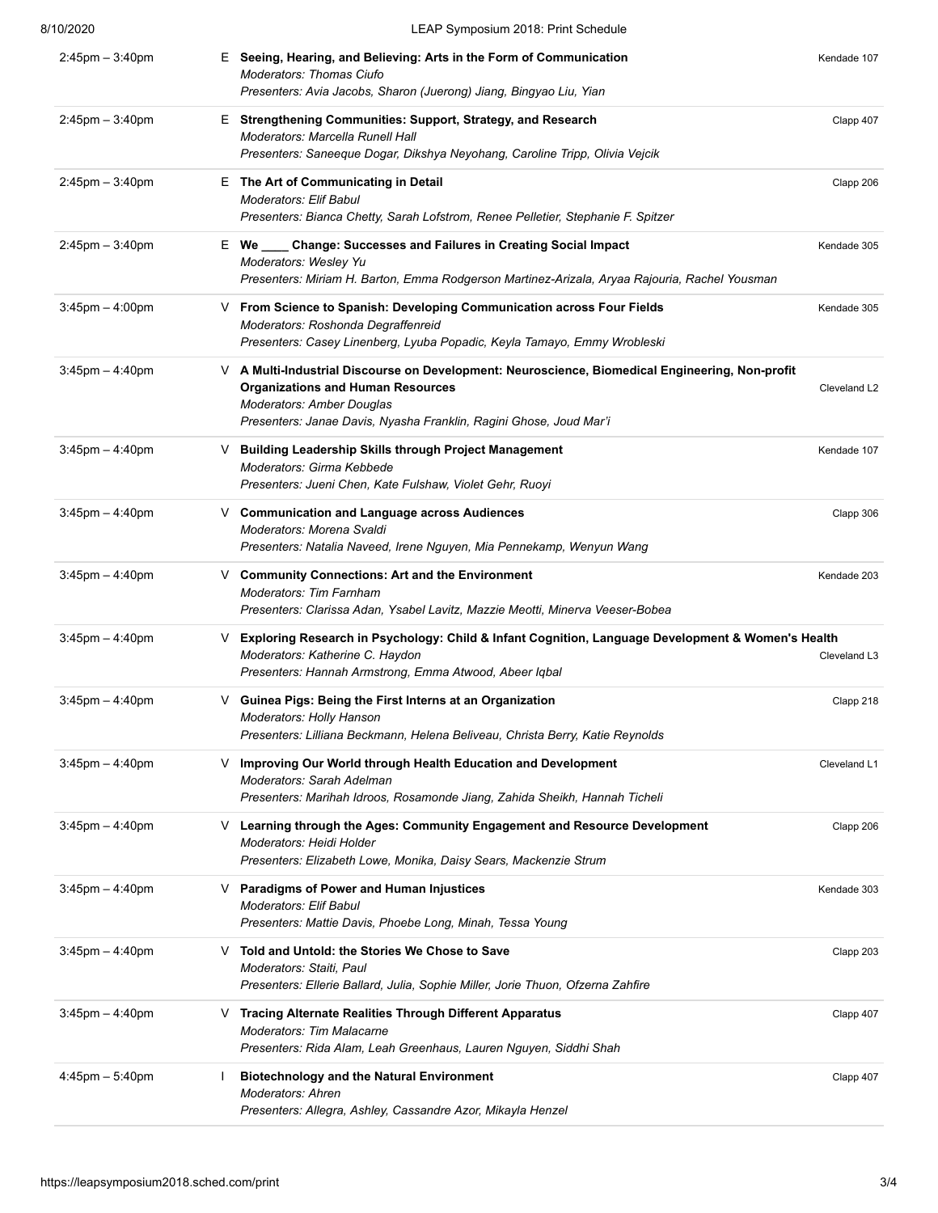| Time | | Session | Location |
|---|---|---|---|
| 2:45pm – 3:40pm | E | **Seeing, Hearing, and Believing: Arts in the Form of Communication**<br>*Moderators: Thomas Ciufo*<br>*Presenters: Avia Jacobs, Sharon (Juerong) Jiang, Bingyao Liu, Yian* | Kendade 107 |
| 2:45pm – 3:40pm | E | **Strengthening Communities: Support, Strategy, and Research**<br>*Moderators: Marcella Runell Hall*<br>*Presenters: Saneeque Dogar, Dikshya Neyohang, Caroline Tripp, Olivia Vejcik* | Clapp 407 |
| 2:45pm – 3:40pm | E | **The Art of Communicating in Detail**<br>*Moderators: Elif Babul*<br>*Presenters: Bianca Chetty, Sarah Lofstrom, Renee Pelletier, Stephanie F. Spitzer* | Clapp 206 |
| 2:45pm – 3:40pm | E | **We ____ Change: Successes and Failures in Creating Social Impact**<br>*Moderators: Wesley Yu*<br>*Presenters: Miriam H. Barton, Emma Rodgerson Martinez-Arizala, Aryaa Rajouria, Rachel Yousman* | Kendade 305 |
| 3:45pm – 4:00pm | V | **From Science to Spanish: Developing Communication across Four Fields**<br>*Moderators: Roshonda Degraffenreid*<br>*Presenters: Casey Linenberg, Lyuba Popadic, Keyla Tamayo, Emmy Wrobleski* | Kendade 305 |
| 3:45pm – 4:40pm | V | **A Multi-Industrial Discourse on Development: Neuroscience, Biomedical Engineering, Non-profit Organizations and Human Resources**<br>*Moderators: Amber Douglas*<br>*Presenters: Janae Davis, Nyasha Franklin, Ragini Ghose, Joud Mar'i* | Cleveland L2 |
| 3:45pm – 4:40pm | V | **Building Leadership Skills through Project Management**<br>*Moderators: Girma Kebbede*<br>*Presenters: Jueni Chen, Kate Fulshaw, Violet Gehr, Ruoyi* | Kendade 107 |
| 3:45pm – 4:40pm | V | **Communication and Language across Audiences**<br>*Moderators: Morena Svaldi*<br>*Presenters: Natalia Naveed, Irene Nguyen, Mia Pennekamp, Wenyun Wang* | Clapp 306 |
| 3:45pm – 4:40pm | V | **Community Connections: Art and the Environment**<br>*Moderators: Tim Farnham*<br>*Presenters: Clarissa Adan, Ysabel Lavitz, Mazzie Meotti, Minerva Veeser-Bobea* | Kendade 203 |
| 3:45pm – 4:40pm | V | **Exploring Research in Psychology: Child & Infant Cognition, Language Development & Women's Health**<br>*Moderators: Katherine C. Haydon*<br>*Presenters: Hannah Armstrong, Emma Atwood, Abeer Iqbal* | Cleveland L3 |
| 3:45pm – 4:40pm | V | **Guinea Pigs: Being the First Interns at an Organization**<br>*Moderators: Holly Hanson*<br>*Presenters: Lilliana Beckmann, Helena Beliveau, Christa Berry, Katie Reynolds* | Clapp 218 |
| 3:45pm – 4:40pm | V | **Improving Our World through Health Education and Development**<br>*Moderators: Sarah Adelman*<br>*Presenters: Marihah Idroos, Rosamonde Jiang, Zahida Sheikh, Hannah Ticheli* | Cleveland L1 |
| 3:45pm – 4:40pm | V | **Learning through the Ages: Community Engagement and Resource Development**<br>*Moderators: Heidi Holder*<br>*Presenters: Elizabeth Lowe, Monika, Daisy Sears, Mackenzie Strum* | Clapp 206 |
| 3:45pm – 4:40pm | V | **Paradigms of Power and Human Injustices**<br>*Moderators: Elif Babul*<br>*Presenters: Mattie Davis, Phoebe Long, Minah, Tessa Young* | Kendade 303 |
| 3:45pm – 4:40pm | V | **Told and Untold: the Stories We Chose to Save**<br>*Moderators: Staiti, Paul*<br>*Presenters: Ellerie Ballard, Julia, Sophie Miller, Jorie Thuon, Ofzerna Zahfire* | Clapp 203 |
| 3:45pm – 4:40pm | V | **Tracing Alternate Realities Through Different Apparatus**<br>*Moderators: Tim Malacarne*<br>*Presenters: Rida Alam, Leah Greenhaus, Lauren Nguyen, Siddhi Shah* | Clapp 407 |
| 4:45pm – 5:40pm | I | **Biotechnology and the Natural Environment**<br>*Moderators: Ahren*<br>*Presenters: Allegra, Ashley, Cassandre Azor, Mikayla Henzel* | Clapp 407 |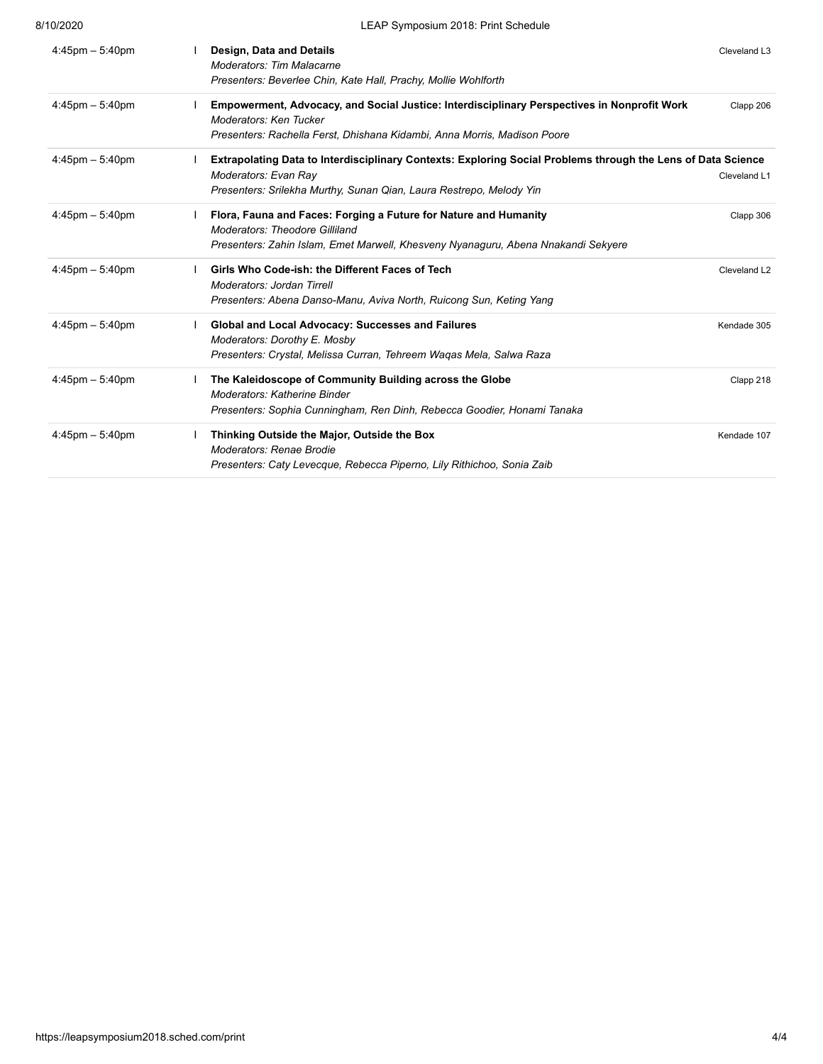| | | | |
|---|---|---|---|
| 4:45pm – 5:40pm | I | **Design, Data and Details**<br>*Moderators: Tim Malacarne*<br>*Presenters: Beverlee Chin, Kate Hall, Prachy, Mollie Wohlforth* | Cleveland L3 |
| 4:45pm – 5:40pm | I | **Empowerment, Advocacy, and Social Justice: Interdisciplinary Perspectives in Nonprofit Work**<br>*Moderators: Ken Tucker*<br>*Presenters: Rachella Ferst, Dhishana Kidambi, Anna Morris, Madison Poore* | Clapp 206 |
| 4:45pm – 5:40pm | I | **Extrapolating Data to Interdisciplinary Contexts: Exploring Social Problems through the Lens of Data Science**<br>*Moderators: Evan Ray*<br>*Presenters: Srilekha Murthy, Sunan Qian, Laura Restrepo, Melody Yin* | Cleveland L1 |
| 4:45pm – 5:40pm | I | **Flora, Fauna and Faces: Forging a Future for Nature and Humanity**<br>*Moderators: Theodore Gilliland*<br>*Presenters: Zahin Islam, Emet Marwell, Khesveny Nyanaguru, Abena Nnakandi Sekyere* | Clapp 306 |
| 4:45pm – 5:40pm | I | **Girls Who Code-ish: the Different Faces of Tech**<br>*Moderators: Jordan Tirrell*<br>*Presenters: Abena Danso-Manu, Aviva North, Ruicong Sun, Keting Yang* | Cleveland L2 |
| 4:45pm – 5:40pm | I | **Global and Local Advocacy: Successes and Failures**<br>*Moderators: Dorothy E. Mosby*<br>*Presenters: Crystal, Melissa Curran, Tehreem Waqas Mela, Salwa Raza* | Kendade 305 |
| 4:45pm – 5:40pm | I | **The Kaleidoscope of Community Building across the Globe**<br>*Moderators: Katherine Binder*<br>*Presenters: Sophia Cunningham, Ren Dinh, Rebecca Goodier, Honami Tanaka* | Clapp 218 |
| 4:45pm – 5:40pm | I | **Thinking Outside the Major, Outside the Box**<br>*Moderators: Renae Brodie*<br>*Presenters: Caty Levecque, Rebecca Piperno, Lily Rithichoo, Sonia Zaib* | Kendade 107 |